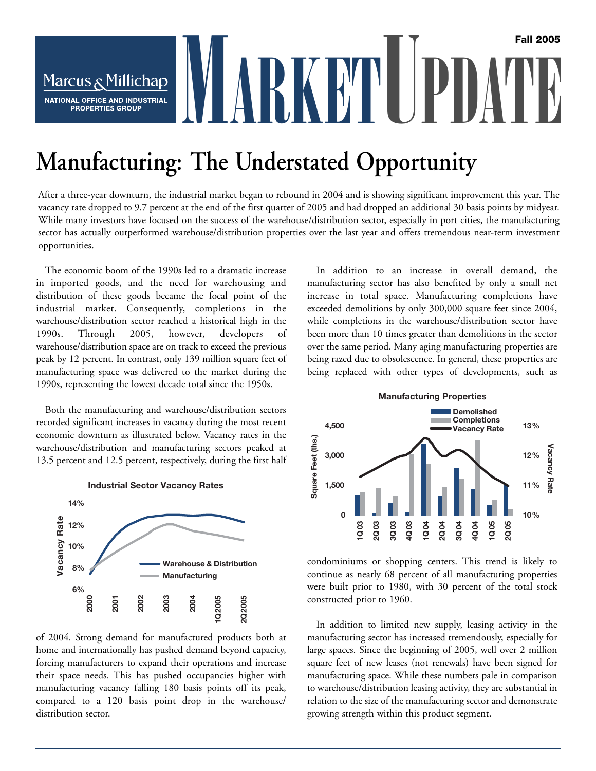Marcus & Millichap

NATIONAL OFFICE AND INDUSTRIAL PROPERTIES GROUP

# MARKET UPDATE

Fall 2005

# Manufacturing: The Understated Opportunity

After a three-year downturn, the industrial market began to rebound in 2004 and is showing significant improvement this year. The vacancy rate dropped to 9.7 percent at the end of the first quarter of 2005 and had dropped an additional 30 basis points by midyear. While many investors have focused on the success of the warehouse/distribution sector, especially in port cities, the manufacturing sector has actually outperformed warehouse/distribution properties over the last year and offers tremendous near-term investment opportunities.

The economic boom of the 1990s led to a dramatic increase in imported goods, and the need for warehousing and distribution of these goods became the focal point of the industrial market. Consequently, completions in the warehouse/distribution sector reached a historical high in the 1990s. Through 2005, however, developers of warehouse/distribution space are on track to exceed the previous peak by 12 percent. In contrast, only 139 million square feet of manufacturing space was delivered to the market during the 1990s, representing the lowest decade total since the 1950s.

Both the manufacturing and warehouse/distribution sectors recorded significant increases in vacancy during the most recent economic downturn as illustrated below. Vacancy rates in the warehouse/distribution and manufacturing sectors peaked at 13.5 percent and 12.5 percent, respectively, during the first half of 2004. Strong demand for manufactured products both at home and internationally has pushed demand beyond capacity, forcing manufacturers to expand their operations and increase their space needs. This has pushed occupancies higher with manufacturing vacancy falling 180 basis points off its peak, compared to a 120 basis point drop in the warehouse/distribution sector.

**Industrial Sector Vacancy Rates**

In addition to an increase in overall demand, the manufacturing sector has also benefited by only a small net increase in total space. Manufacturing completions have exceeded demolitions by only 300,000 square feet since 2004, while completions in the warehouse/distribution sector have been more than 10 times greater than demolitions in the sector over the same period. Many aging manufacturing properties are being razed due to obsolescence. In general, these properties are being replaced with other types of developments, such as condominiums or shopping centers. This trend is likely to continue as nearly 68 percent of all manufacturing properties were built prior to 1980, with 30 percent of the total stock constructed prior to 1960.

**Manufacturing Properties**

In addition to limited new supply, leasing activity in the manufacturing sector has increased tremendously, especially for large spaces. Since the beginning of 2005, well over 2 million square feet of new leases (not renewals) have been signed for manufacturing space. While these numbers pale in comparison to warehouse/distribution leasing activity, they are substantial in relation to the size of the manufacturing sector and demonstrate growing strength within this product segment.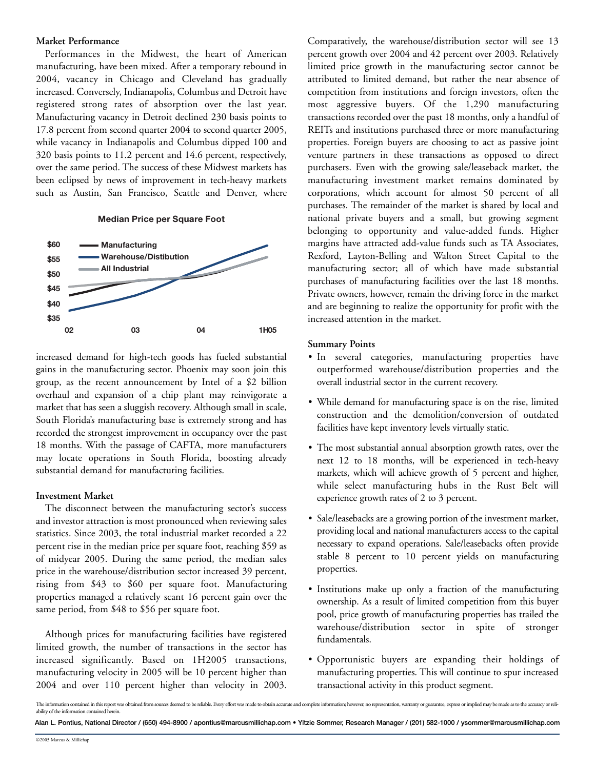### Market Performance

Performances in the Midwest, the heart of American manufacturing, have been mixed. After a temporary rebound in 2004, vacancy in Chicago and Cleveland has gradually increased. Conversely, Indianapolis, Columbus and Detroit have registered strong rates of absorption over the last year. Manufacturing vacancy in Detroit declined 230 basis points to 17.8 percent from second quarter 2004 to second quarter 2005, while vacancy in Indianapolis and Columbus dipped 100 and 320 basis points to 11.2 percent and 14.6 percent, respectively, over the same period. The success of these Midwest markets has been eclipsed by news of improvement in tech-heavy markets such as Austin, San Francisco, Seattle and Denver, where increased demand for high-tech goods has fueled substantial gains in the manufacturing sector. Phoenix may soon join this group, as the recent announcement by Intel of a $2 billion overhaul and expansion of a chip plant may reinvigorate a market that has seen a sluggish recovery. Although small in scale, South Florida's manufacturing base is extremely strong and has recorded the strongest improvement in occupancy over the past 18 months. With the passage of CAFTA, more manufacturers may locate operations in South Florida, boosting already substantial demand for manufacturing facilities.

**Median Price per Square Foot**

Manufacturing
Warehouse/Distibution
All Industrial

$60
$55
$50
$45
$40
$35

02
03
04
1H05

### Investment Market

The disconnect between the manufacturing sector's success and investor attraction is most pronounced when reviewing sales statistics. Since 2003, the total industrial market recorded a 22 percent rise in the median price per square foot, reaching $59 as of midyear 2005. During the same period, the median sales price in the warehouse/distribution sector increased 39 percent, rising from $43 to $60 per square foot. Manufacturing properties managed a relatively scant 16 percent gain over the same period, from $48 to $56 per square foot.

Although prices for manufacturing facilities have registered limited growth, the number of transactions in the sector has increased significantly. Based on 1H2005 transactions, manufacturing velocity in 2005 will be 10 percent higher than 2004 and over 110 percent higher than velocity in 2003. Comparatively, the warehouse/distribution sector will see 13 percent growth over 2004 and 42 percent over 2003. Relatively limited price growth in the manufacturing sector cannot be attributed to limited demand, but rather the near absence of competition from institutions and foreign investors, often the most aggressive buyers. Of the 1,290 manufacturing transactions recorded over the past 18 months, only a handful of REITs and institutions purchased three or more manufacturing properties. Foreign buyers are choosing to act as passive joint venture partners in these transactions as opposed to direct purchasers. Even with the growing sale/leaseback market, the manufacturing investment market remains dominated by corporations, which account for almost 50 percent of all purchases. The remainder of the market is shared by local and national private buyers and a small, but growing segment belonging to opportunity and value-added funds. Higher margins have attracted add-value funds such as TA Associates, Rexford, Layton-Belling and Walton Street Capital to the manufacturing sector; all of which have made substantial purchases of manufacturing facilities over the last 18 months. Private owners, however, remain the driving force in the market and are beginning to realize the opportunity for profit with the increased attention in the market.

### Summary Points

- In several categories, manufacturing properties have outperformed warehouse/distribution properties and the overall industrial sector in the current recovery.
- While demand for manufacturing space is on the rise, limited construction and the demolition/conversion of outdated facilities have kept inventory levels virtually static.
- The most substantial annual absorption growth rates, over the next 12 to 18 months, will be experienced in tech-heavy markets, which will achieve growth of 5 percent and higher, while select manufacturing hubs in the Rust Belt will experience growth rates of 2 to 3 percent.
- Sale/leasebacks are a growing portion of the investment market, providing local and national manufacturers access to the capital necessary to expand operations. Sale/leasebacks often provide stable 8 percent to 10 percent yields on manufacturing properties.
- Institutions make up only a fraction of the manufacturing ownership. As a result of limited competition from this buyer pool, price growth of manufacturing properties has trailed the warehouse/distribution sector in spite of stronger fundamentals.
- Opportunistic buyers are expanding their holdings of manufacturing properties. This will continue to spur increased transactional activity in this product segment.

The information contained in this report was obtained from sources deemed to be reliable. Every effort was made to obtain accurate and complete information; however, no representation, warranty or guarantee, express or implied may be made as to the accuracy or reliability of the information contained herein.

Alan L. Pontius, National Director / (650) 494-8900 / apontius@marcusmillichap.com • Yitzie Sommer, Research Manager / (201) 582-1000 / ysommer@marcusmillichap.com

©2005 Marcus & Millichap